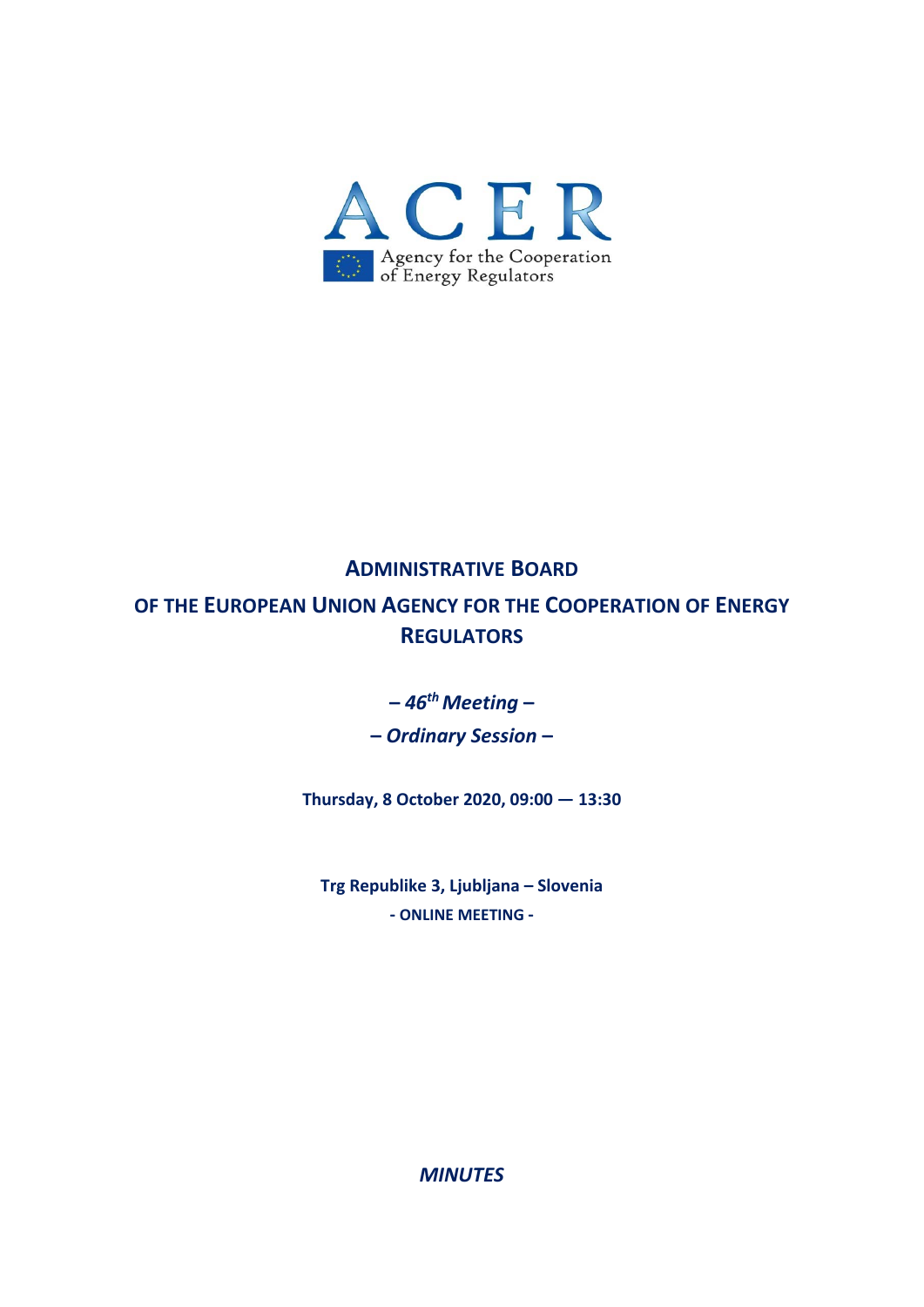ACER

Agency for the Cooperation of Energy Regulators

# ADMINISTRATIVE BOARD

## OF THE EUROPEAN UNION AGENCY FOR THE COOPERATION OF ENERGY REGULATORS

***– 46th Meeting –***

***– Ordinary Session –***

**Thursday, 8 October 2020, 09:00 — 13:30**

**Trg Republike 3, Ljubljana – Slovenia**

**- ONLINE MEETING -**

***MINUTES***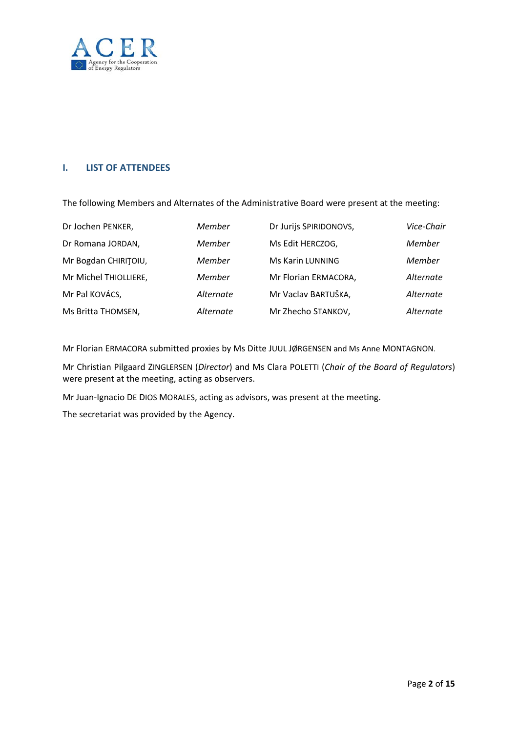## I. LIST OF ATTENDEES

The following Members and Alternates of the Administrative Board were present at the meeting:

| | | | |
|---|---|---|---|
| Dr Jochen PENKER, | *Member* | Dr Jurijs SPIRIDONOVS, | *Vice-Chair* |
| Dr Romana JORDAN, | *Member* | Ms Edit HERCZOG, | *Member* |
| Mr Bogdan CHIRIŢOIU, | *Member* | Ms Karin LUNNING | *Member* |
| Mr Michel THIOLLIERE, | *Member* | Mr Florian ERMACORA, | *Alternate* |
| Mr Pal KOVÁCS, | *Alternate* | Mr Vaclav BARTUŠKA, | *Alternate* |
| Ms Britta THOMSEN, | *Alternate* | Mr Zhecho STANKOV, | *Alternate* |

Mr Florian ERMACORA submitted proxies by Ms Ditte JUUL JØRGENSEN and Ms Anne MONTAGNON.

Mr Christian Pilgaard ZINGLERSEN (*Director*) and Ms Clara POLETTI (*Chair of the Board of Regulators*) were present at the meeting, acting as observers.

Mr Juan-Ignacio DE DIOS MORALES, acting as advisors, was present at the meeting.

The secretariat was provided by the Agency.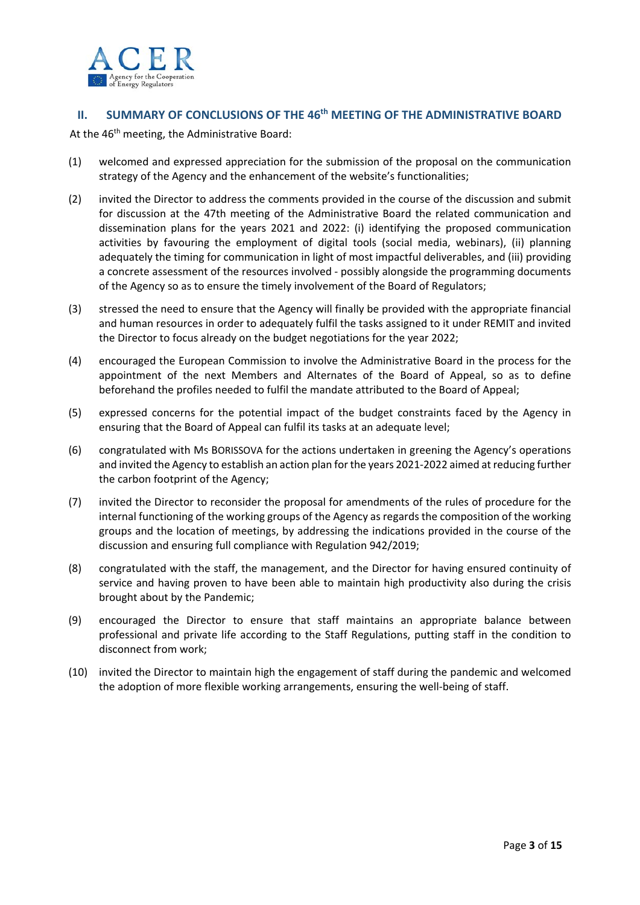## II. SUMMARY OF CONCLUSIONS OF THE 46th MEETING OF THE ADMINISTRATIVE BOARD

At the 46th meeting, the Administrative Board:

(1) welcomed and expressed appreciation for the submission of the proposal on the communication strategy of the Agency and the enhancement of the website's functionalities;

(2) invited the Director to address the comments provided in the course of the discussion and submit for discussion at the 47th meeting of the Administrative Board the related communication and dissemination plans for the years 2021 and 2022: (i) identifying the proposed communication activities by favouring the employment of digital tools (social media, webinars), (ii) planning adequately the timing for communication in light of most impactful deliverables, and (iii) providing a concrete assessment of the resources involved - possibly alongside the programming documents of the Agency so as to ensure the timely involvement of the Board of Regulators;

(3) stressed the need to ensure that the Agency will finally be provided with the appropriate financial and human resources in order to adequately fulfil the tasks assigned to it under REMIT and invited the Director to focus already on the budget negotiations for the year 2022;

(4) encouraged the European Commission to involve the Administrative Board in the process for the appointment of the next Members and Alternates of the Board of Appeal, so as to define beforehand the profiles needed to fulfil the mandate attributed to the Board of Appeal;

(5) expressed concerns for the potential impact of the budget constraints faced by the Agency in ensuring that the Board of Appeal can fulfil its tasks at an adequate level;

(6) congratulated with Ms BORISSOVA for the actions undertaken in greening the Agency's operations and invited the Agency to establish an action plan for the years 2021-2022 aimed at reducing further the carbon footprint of the Agency;

(7) invited the Director to reconsider the proposal for amendments of the rules of procedure for the internal functioning of the working groups of the Agency as regards the composition of the working groups and the location of meetings, by addressing the indications provided in the course of the discussion and ensuring full compliance with Regulation 942/2019;

(8) congratulated with the staff, the management, and the Director for having ensured continuity of service and having proven to have been able to maintain high productivity also during the crisis brought about by the Pandemic;

(9) encouraged the Director to ensure that staff maintains an appropriate balance between professional and private life according to the Staff Regulations, putting staff in the condition to disconnect from work;

(10) invited the Director to maintain high the engagement of staff during the pandemic and welcomed the adoption of more flexible working arrangements, ensuring the well-being of staff.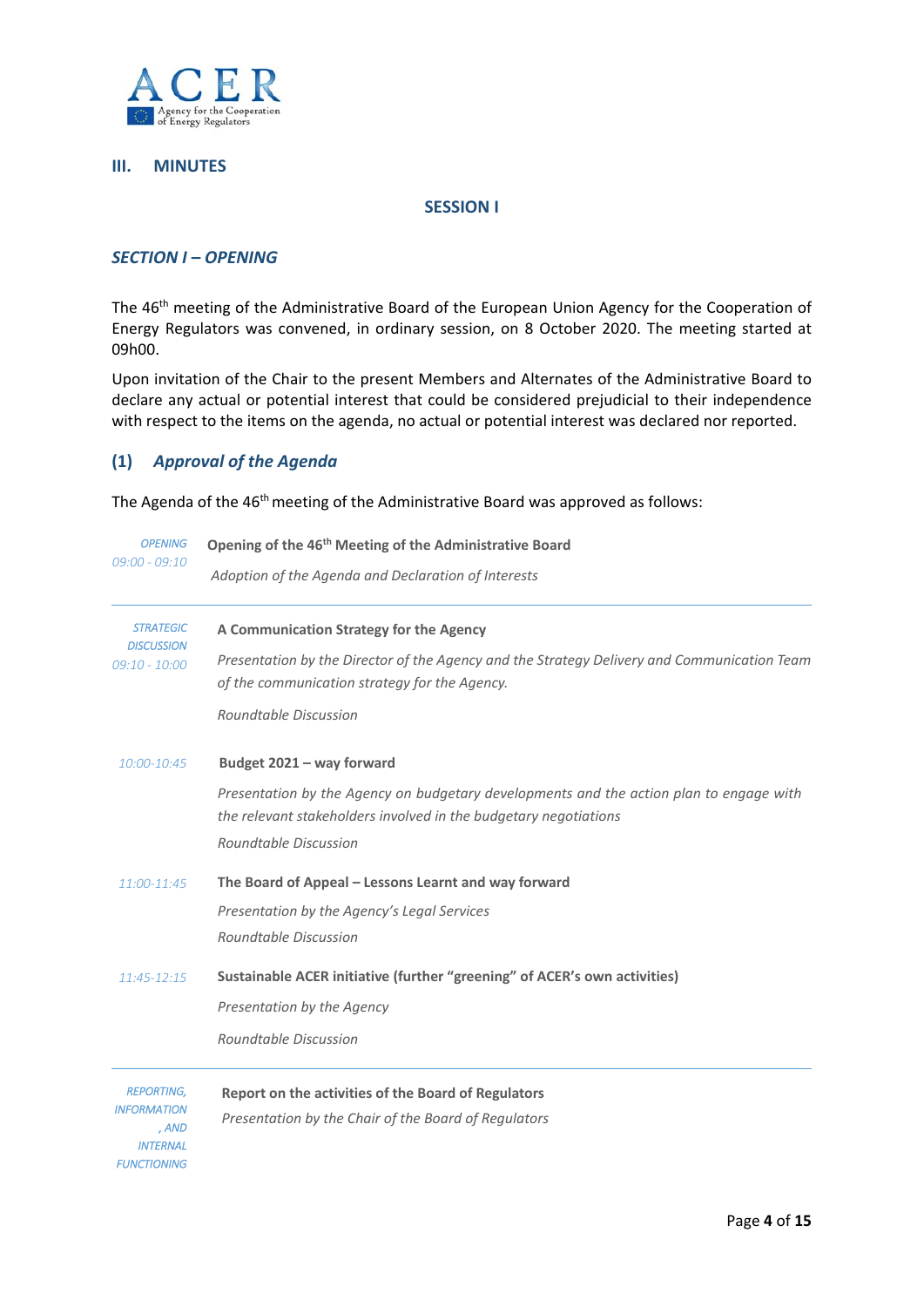## III. MINUTES

### SESSION I

### *SECTION I – OPENING*

The 46th meeting of the Administrative Board of the European Union Agency for the Cooperation of Energy Regulators was convened, in ordinary session, on 8 October 2020. The meeting started at 09h00.

Upon invitation of the Chair to the present Members and Alternates of the Administrative Board to declare any actual or potential interest that could be considered prejudicial to their independence with respect to the items on the agenda, no actual or potential interest was declared nor reported.

### (1) *Approval of the Agenda*

The Agenda of the 46th meeting of the Administrative Board was approved as follows:

| | |
|---|---|
| *OPENING*<br>*09:00 - 09:10* | **Opening of the 46th Meeting of the Administrative Board**<br>*Adoption of the Agenda and Declaration of Interests* |
| *STRATEGIC DISCUSSION*<br>*09:10 - 10:00* | **A Communication Strategy for the Agency**<br>*Presentation by the Director of the Agency and the Strategy Delivery and Communication Team of the communication strategy for the Agency.*<br>*Roundtable Discussion* |
| *10:00-10:45* | **Budget 2021 – way forward**<br>*Presentation by the Agency on budgetary developments and the action plan to engage with the relevant stakeholders involved in the budgetary negotiations*<br>*Roundtable Discussion* |
| *11:00-11:45* | **The Board of Appeal – Lessons Learnt and way forward**<br>*Presentation by the Agency's Legal Services*<br>*Roundtable Discussion* |
| *11:45-12:15* | **Sustainable ACER initiative (further "greening" of ACER's own activities)**<br>*Presentation by the Agency*<br>*Roundtable Discussion* |
| *REPORTING, INFORMATION, AND INTERNAL FUNCTIONING* | **Report on the activities of the Board of Regulators**<br>*Presentation by the Chair of the Board of Regulators* |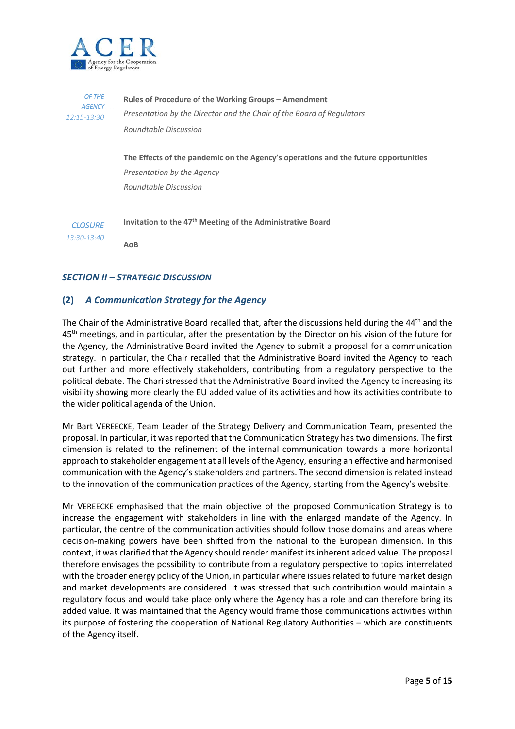| | |
|---|---|
| *OF THE AGENCY* *12:15-13:30* | **Rules of Procedure of the Working Groups – Amendment** *Presentation by the Director and the Chair of the Board of Regulators* *Roundtable Discussion* |
| | **The Effects of the pandemic on the Agency's operations and the future opportunities** *Presentation by the Agency* *Roundtable Discussion* |
| *CLOSURE* *13:30-13:40* | **Invitation to the 47th Meeting of the Administrative Board** **AoB** |

### *SECTION II – STRATEGIC DISCUSSION*

### (2) *A Communication Strategy for the Agency*

The Chair of the Administrative Board recalled that, after the discussions held during the 44th and the 45th meetings, and in particular, after the presentation by the Director on his vision of the future for the Agency, the Administrative Board invited the Agency to submit a proposal for a communication strategy. In particular, the Chair recalled that the Administrative Board invited the Agency to reach out further and more effectively stakeholders, contributing from a regulatory perspective to the political debate. The Chari stressed that the Administrative Board invited the Agency to increasing its visibility showing more clearly the EU added value of its activities and how its activities contribute to the wider political agenda of the Union.

Mr Bart VEREECKE, Team Leader of the Strategy Delivery and Communication Team, presented the proposal. In particular, it was reported that the Communication Strategy has two dimensions. The first dimension is related to the refinement of the internal communication towards a more horizontal approach to stakeholder engagement at all levels of the Agency, ensuring an effective and harmonised communication with the Agency's stakeholders and partners. The second dimension is related instead to the innovation of the communication practices of the Agency, starting from the Agency's website.

Mr VEREECKE emphasised that the main objective of the proposed Communication Strategy is to increase the engagement with stakeholders in line with the enlarged mandate of the Agency. In particular, the centre of the communication activities should follow those domains and areas where decision-making powers have been shifted from the national to the European dimension. In this context, it was clarified that the Agency should render manifest its inherent added value. The proposal therefore envisages the possibility to contribute from a regulatory perspective to topics interrelated with the broader energy policy of the Union, in particular where issues related to future market design and market developments are considered. It was stressed that such contribution would maintain a regulatory focus and would take place only where the Agency has a role and can therefore bring its added value. It was maintained that the Agency would frame those communications activities within its purpose of fostering the cooperation of National Regulatory Authorities – which are constituents of the Agency itself.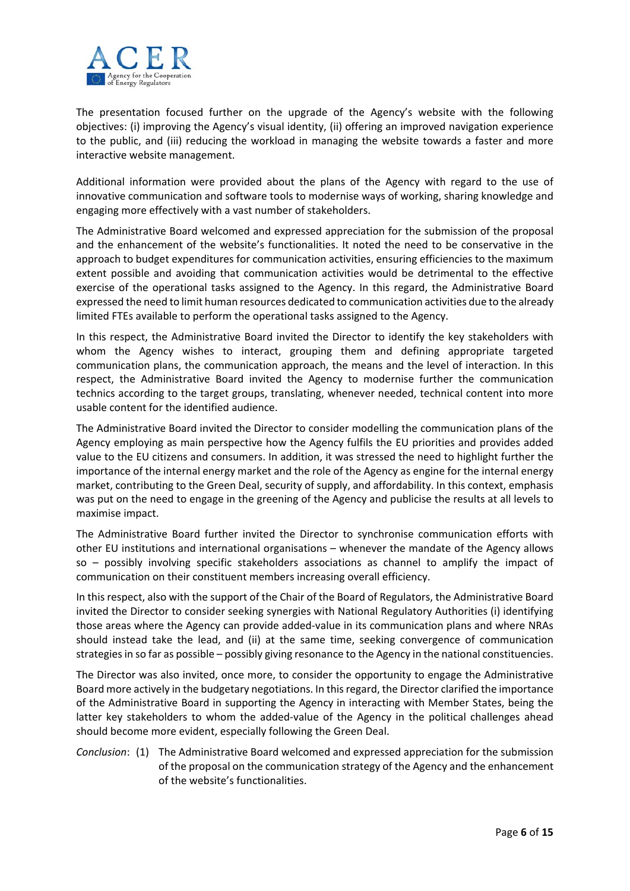The presentation focused further on the upgrade of the Agency's website with the following objectives: (i) improving the Agency's visual identity, (ii) offering an improved navigation experience to the public, and (iii) reducing the workload in managing the website towards a faster and more interactive website management.

Additional information were provided about the plans of the Agency with regard to the use of innovative communication and software tools to modernise ways of working, sharing knowledge and engaging more effectively with a vast number of stakeholders.

The Administrative Board welcomed and expressed appreciation for the submission of the proposal and the enhancement of the website's functionalities. It noted the need to be conservative in the approach to budget expenditures for communication activities, ensuring efficiencies to the maximum extent possible and avoiding that communication activities would be detrimental to the effective exercise of the operational tasks assigned to the Agency. In this regard, the Administrative Board expressed the need to limit human resources dedicated to communication activities due to the already limited FTEs available to perform the operational tasks assigned to the Agency.

In this respect, the Administrative Board invited the Director to identify the key stakeholders with whom the Agency wishes to interact, grouping them and defining appropriate targeted communication plans, the communication approach, the means and the level of interaction. In this respect, the Administrative Board invited the Agency to modernise further the communication technics according to the target groups, translating, whenever needed, technical content into more usable content for the identified audience.

The Administrative Board invited the Director to consider modelling the communication plans of the Agency employing as main perspective how the Agency fulfils the EU priorities and provides added value to the EU citizens and consumers. In addition, it was stressed the need to highlight further the importance of the internal energy market and the role of the Agency as engine for the internal energy market, contributing to the Green Deal, security of supply, and affordability. In this context, emphasis was put on the need to engage in the greening of the Agency and publicise the results at all levels to maximise impact.

The Administrative Board further invited the Director to synchronise communication efforts with other EU institutions and international organisations – whenever the mandate of the Agency allows so – possibly involving specific stakeholders associations as channel to amplify the impact of communication on their constituent members increasing overall efficiency.

In this respect, also with the support of the Chair of the Board of Regulators, the Administrative Board invited the Director to consider seeking synergies with National Regulatory Authorities (i) identifying those areas where the Agency can provide added-value in its communication plans and where NRAs should instead take the lead, and (ii) at the same time, seeking convergence of communication strategies in so far as possible – possibly giving resonance to the Agency in the national constituencies.

The Director was also invited, once more, to consider the opportunity to engage the Administrative Board more actively in the budgetary negotiations. In this regard, the Director clarified the importance of the Administrative Board in supporting the Agency in interacting with Member States, being the latter key stakeholders to whom the added-value of the Agency in the political challenges ahead should become more evident, especially following the Green Deal.

*Conclusion*: (1) The Administrative Board welcomed and expressed appreciation for the submission of the proposal on the communication strategy of the Agency and the enhancement of the website's functionalities.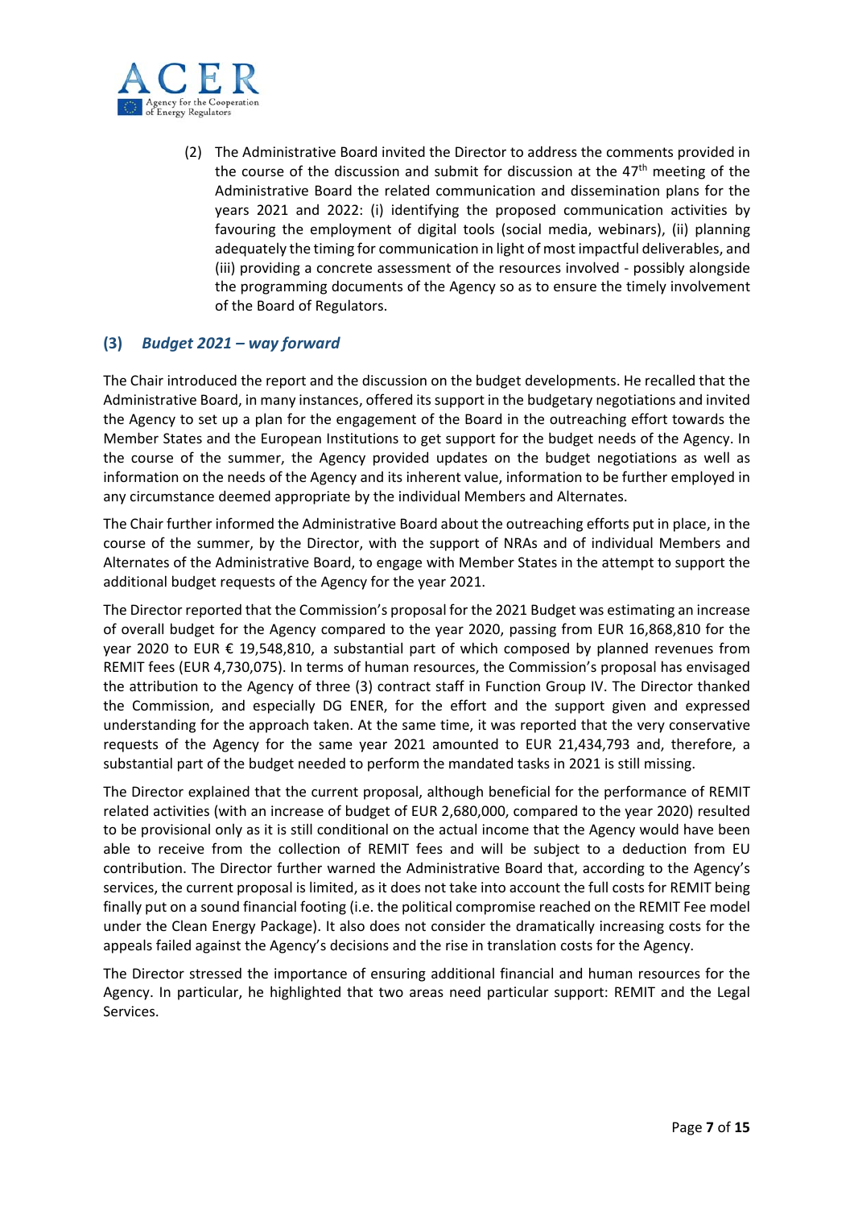(2) The Administrative Board invited the Director to address the comments provided in the course of the discussion and submit for discussion at the 47th meeting of the Administrative Board the related communication and dissemination plans for the years 2021 and 2022: (i) identifying the proposed communication activities by favouring the employment of digital tools (social media, webinars), (ii) planning adequately the timing for communication in light of most impactful deliverables, and (iii) providing a concrete assessment of the resources involved - possibly alongside the programming documents of the Agency so as to ensure the timely involvement of the Board of Regulators.

### (3) *Budget 2021 – way forward*

The Chair introduced the report and the discussion on the budget developments. He recalled that the Administrative Board, in many instances, offered its support in the budgetary negotiations and invited the Agency to set up a plan for the engagement of the Board in the outreaching effort towards the Member States and the European Institutions to get support for the budget needs of the Agency. In the course of the summer, the Agency provided updates on the budget negotiations as well as information on the needs of the Agency and its inherent value, information to be further employed in any circumstance deemed appropriate by the individual Members and Alternates.

The Chair further informed the Administrative Board about the outreaching efforts put in place, in the course of the summer, by the Director, with the support of NRAs and of individual Members and Alternates of the Administrative Board, to engage with Member States in the attempt to support the additional budget requests of the Agency for the year 2021.

The Director reported that the Commission's proposal for the 2021 Budget was estimating an increase of overall budget for the Agency compared to the year 2020, passing from EUR 16,868,810 for the year 2020 to EUR € 19,548,810, a substantial part of which composed by planned revenues from REMIT fees (EUR 4,730,075). In terms of human resources, the Commission's proposal has envisaged the attribution to the Agency of three (3) contract staff in Function Group IV. The Director thanked the Commission, and especially DG ENER, for the effort and the support given and expressed understanding for the approach taken. At the same time, it was reported that the very conservative requests of the Agency for the same year 2021 amounted to EUR 21,434,793 and, therefore, a substantial part of the budget needed to perform the mandated tasks in 2021 is still missing.

The Director explained that the current proposal, although beneficial for the performance of REMIT related activities (with an increase of budget of EUR 2,680,000, compared to the year 2020) resulted to be provisional only as it is still conditional on the actual income that the Agency would have been able to receive from the collection of REMIT fees and will be subject to a deduction from EU contribution. The Director further warned the Administrative Board that, according to the Agency's services, the current proposal is limited, as it does not take into account the full costs for REMIT being finally put on a sound financial footing (i.e. the political compromise reached on the REMIT Fee model under the Clean Energy Package). It also does not consider the dramatically increasing costs for the appeals failed against the Agency's decisions and the rise in translation costs for the Agency.

The Director stressed the importance of ensuring additional financial and human resources for the Agency. In particular, he highlighted that two areas need particular support: REMIT and the Legal Services.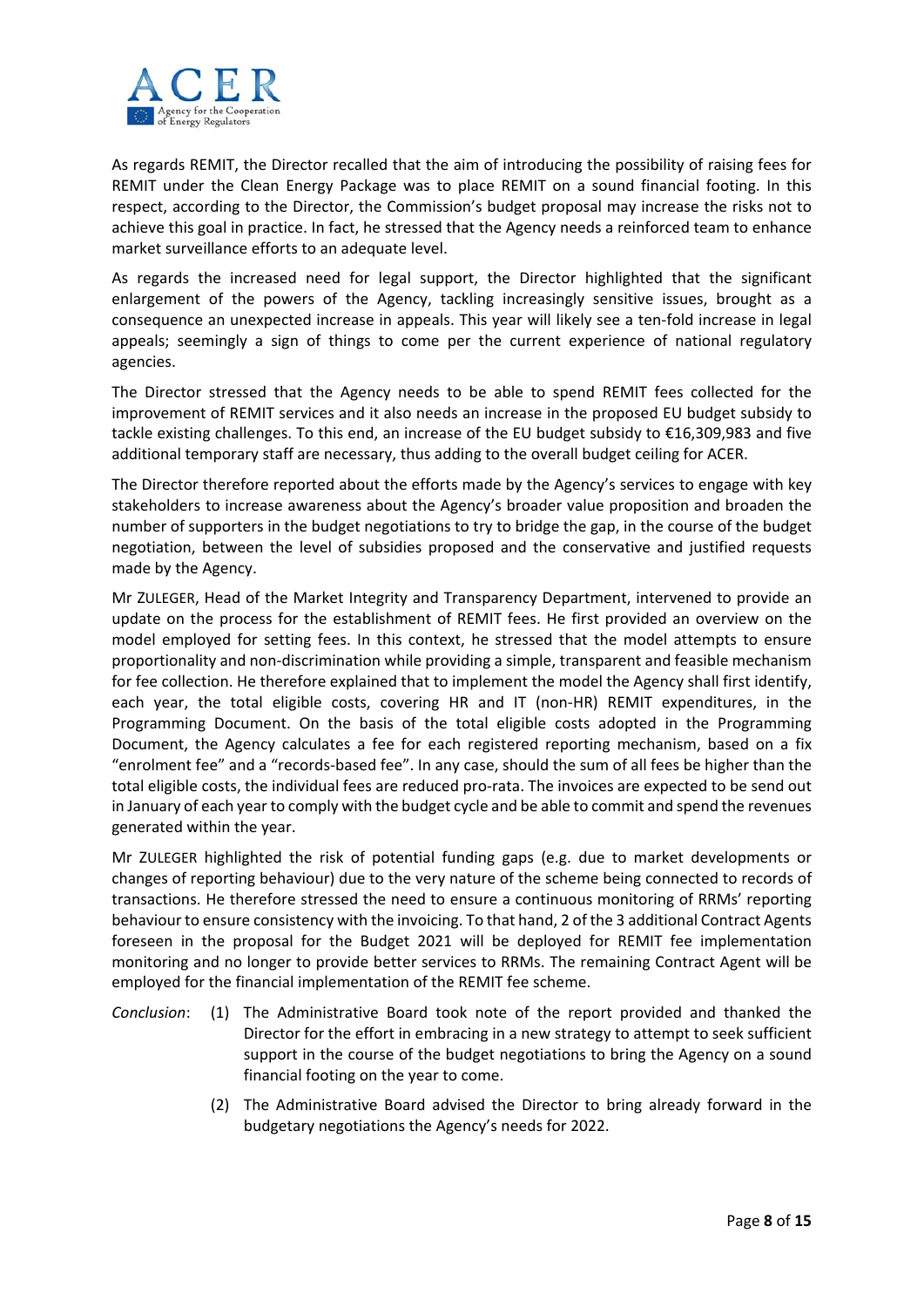As regards REMIT, the Director recalled that the aim of introducing the possibility of raising fees for REMIT under the Clean Energy Package was to place REMIT on a sound financial footing. In this respect, according to the Director, the Commission's budget proposal may increase the risks not to achieve this goal in practice. In fact, he stressed that the Agency needs a reinforced team to enhance market surveillance efforts to an adequate level.

As regards the increased need for legal support, the Director highlighted that the significant enlargement of the powers of the Agency, tackling increasingly sensitive issues, brought as a consequence an unexpected increase in appeals. This year will likely see a ten-fold increase in legal appeals; seemingly a sign of things to come per the current experience of national regulatory agencies.

The Director stressed that the Agency needs to be able to spend REMIT fees collected for the improvement of REMIT services and it also needs an increase in the proposed EU budget subsidy to tackle existing challenges. To this end, an increase of the EU budget subsidy to €16,309,983 and five additional temporary staff are necessary, thus adding to the overall budget ceiling for ACER.

The Director therefore reported about the efforts made by the Agency's services to engage with key stakeholders to increase awareness about the Agency's broader value proposition and broaden the number of supporters in the budget negotiations to try to bridge the gap, in the course of the budget negotiation, between the level of subsidies proposed and the conservative and justified requests made by the Agency.

Mr ZULEGER, Head of the Market Integrity and Transparency Department, intervened to provide an update on the process for the establishment of REMIT fees. He first provided an overview on the model employed for setting fees. In this context, he stressed that the model attempts to ensure proportionality and non-discrimination while providing a simple, transparent and feasible mechanism for fee collection. He therefore explained that to implement the model the Agency shall first identify, each year, the total eligible costs, covering HR and IT (non-HR) REMIT expenditures, in the Programming Document. On the basis of the total eligible costs adopted in the Programming Document, the Agency calculates a fee for each registered reporting mechanism, based on a fix "enrolment fee" and a "records-based fee". In any case, should the sum of all fees be higher than the total eligible costs, the individual fees are reduced pro-rata. The invoices are expected to be send out in January of each year to comply with the budget cycle and be able to commit and spend the revenues generated within the year.

Mr ZULEGER highlighted the risk of potential funding gaps (e.g. due to market developments or changes of reporting behaviour) due to the very nature of the scheme being connected to records of transactions. He therefore stressed the need to ensure a continuous monitoring of RRMs' reporting behaviour to ensure consistency with the invoicing. To that hand, 2 of the 3 additional Contract Agents foreseen in the proposal for the Budget 2021 will be deployed for REMIT fee implementation monitoring and no longer to provide better services to RRMs. The remaining Contract Agent will be employed for the financial implementation of the REMIT fee scheme.

*Conclusion*:

(1) The Administrative Board took note of the report provided and thanked the Director for the effort in embracing in a new strategy to attempt to seek sufficient support in the course of the budget negotiations to bring the Agency on a sound financial footing on the year to come.

(2) The Administrative Board advised the Director to bring already forward in the budgetary negotiations the Agency's needs for 2022.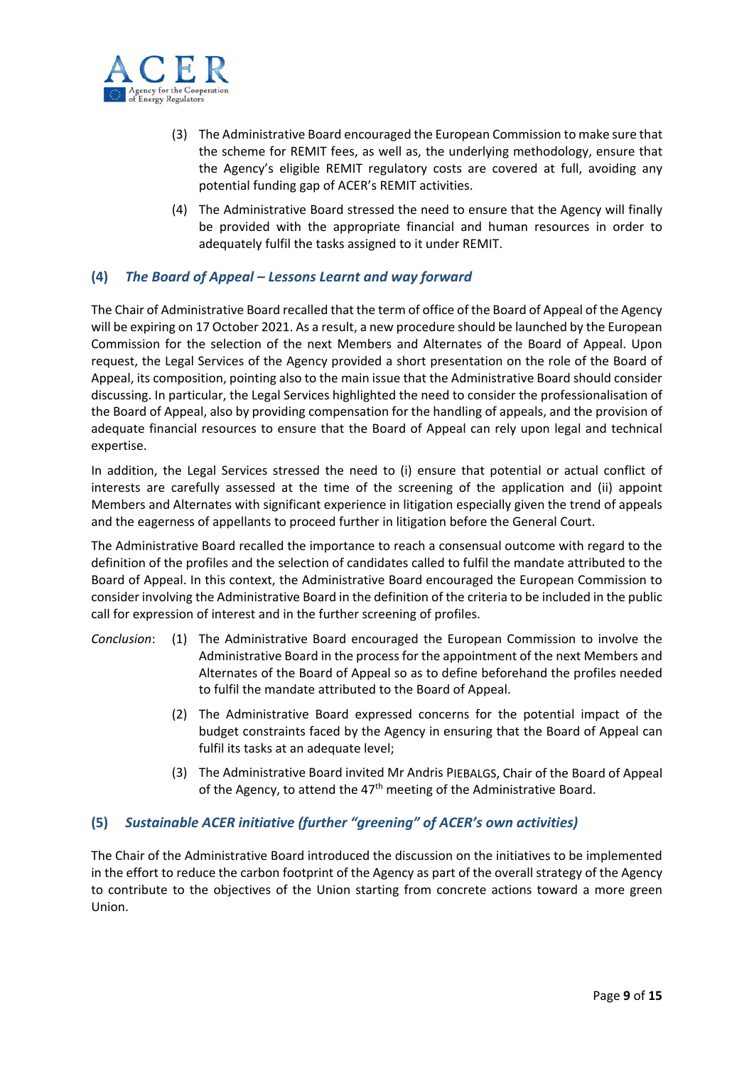(3) The Administrative Board encouraged the European Commission to make sure that the scheme for REMIT fees, as well as, the underlying methodology, ensure that the Agency's eligible REMIT regulatory costs are covered at full, avoiding any potential funding gap of ACER's REMIT activities.

(4) The Administrative Board stressed the need to ensure that the Agency will finally be provided with the appropriate financial and human resources in order to adequately fulfil the tasks assigned to it under REMIT.

## (4) *The Board of Appeal – Lessons Learnt and way forward*

The Chair of Administrative Board recalled that the term of office of the Board of Appeal of the Agency will be expiring on 17 October 2021. As a result, a new procedure should be launched by the European Commission for the selection of the next Members and Alternates of the Board of Appeal. Upon request, the Legal Services of the Agency provided a short presentation on the role of the Board of Appeal, its composition, pointing also to the main issue that the Administrative Board should consider discussing. In particular, the Legal Services highlighted the need to consider the professionalisation of the Board of Appeal, also by providing compensation for the handling of appeals, and the provision of adequate financial resources to ensure that the Board of Appeal can rely upon legal and technical expertise.

In addition, the Legal Services stressed the need to (i) ensure that potential or actual conflict of interests are carefully assessed at the time of the screening of the application and (ii) appoint Members and Alternates with significant experience in litigation especially given the trend of appeals and the eagerness of appellants to proceed further in litigation before the General Court.

The Administrative Board recalled the importance to reach a consensual outcome with regard to the definition of the profiles and the selection of candidates called to fulfil the mandate attributed to the Board of Appeal. In this context, the Administrative Board encouraged the European Commission to consider involving the Administrative Board in the definition of the criteria to be included in the public call for expression of interest and in the further screening of profiles.

*Conclusion*: (1) The Administrative Board encouraged the European Commission to involve the Administrative Board in the process for the appointment of the next Members and Alternates of the Board of Appeal so as to define beforehand the profiles needed to fulfil the mandate attributed to the Board of Appeal.

(2) The Administrative Board expressed concerns for the potential impact of the budget constraints faced by the Agency in ensuring that the Board of Appeal can fulfil its tasks at an adequate level;

(3) The Administrative Board invited Mr Andris PIEBALGS, Chair of the Board of Appeal of the Agency, to attend the 47th meeting of the Administrative Board.

## (5) *Sustainable ACER initiative (further "greening" of ACER's own activities)*

The Chair of the Administrative Board introduced the discussion on the initiatives to be implemented in the effort to reduce the carbon footprint of the Agency as part of the overall strategy of the Agency to contribute to the objectives of the Union starting from concrete actions toward a more green Union.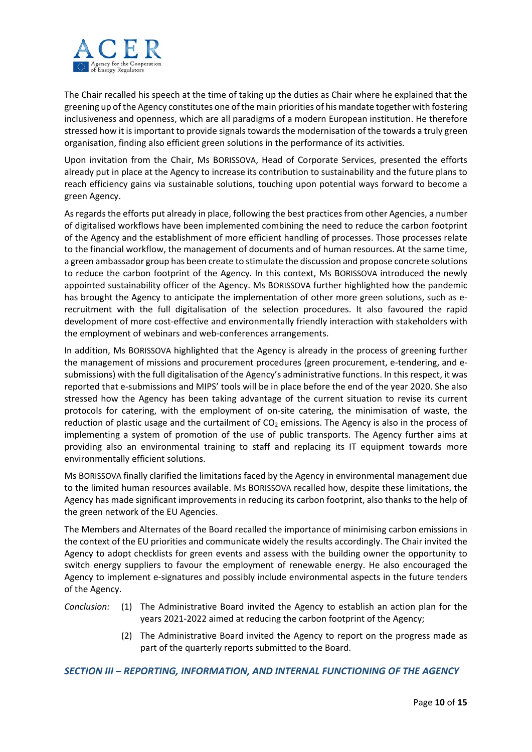The Chair recalled his speech at the time of taking up the duties as Chair where he explained that the greening up of the Agency constitutes one of the main priorities of his mandate together with fostering inclusiveness and openness, which are all paradigms of a modern European institution. He therefore stressed how it is important to provide signals towards the modernisation of the towards a truly green organisation, finding also efficient green solutions in the performance of its activities.

Upon invitation from the Chair, Ms BORISSOVA, Head of Corporate Services, presented the efforts already put in place at the Agency to increase its contribution to sustainability and the future plans to reach efficiency gains via sustainable solutions, touching upon potential ways forward to become a green Agency.

As regards the efforts put already in place, following the best practices from other Agencies, a number of digitalised workflows have been implemented combining the need to reduce the carbon footprint of the Agency and the establishment of more efficient handling of processes. Those processes relate to the financial workflow, the management of documents and of human resources. At the same time, a green ambassador group has been create to stimulate the discussion and propose concrete solutions to reduce the carbon footprint of the Agency. In this context, Ms BORISSOVA introduced the newly appointed sustainability officer of the Agency. Ms BORISSOVA further highlighted how the pandemic has brought the Agency to anticipate the implementation of other more green solutions, such as e-recruitment with the full digitalisation of the selection procedures. It also favoured the rapid development of more cost-effective and environmentally friendly interaction with stakeholders with the employment of webinars and web-conferences arrangements.

In addition, Ms BORISSOVA highlighted that the Agency is already in the process of greening further the management of missions and procurement procedures (green procurement, e-tendering, and e-submissions) with the full digitalisation of the Agency's administrative functions. In this respect, it was reported that e-submissions and MIPS' tools will be in place before the end of the year 2020. She also stressed how the Agency has been taking advantage of the current situation to revise its current protocols for catering, with the employment of on-site catering, the minimisation of waste, the reduction of plastic usage and the curtailment of $CO_2$ emissions. The Agency is also in the process of implementing a system of promotion of the use of public transports. The Agency further aims at providing also an environmental training to staff and replacing its IT equipment towards more environmentally efficient solutions.

Ms BORISSOVA finally clarified the limitations faced by the Agency in environmental management due to the limited human resources available. Ms BORISSOVA recalled how, despite these limitations, the Agency has made significant improvements in reducing its carbon footprint, also thanks to the help of the green network of the EU Agencies.

The Members and Alternates of the Board recalled the importance of minimising carbon emissions in the context of the EU priorities and communicate widely the results accordingly. The Chair invited the Agency to adopt checklists for green events and assess with the building owner the opportunity to switch energy suppliers to favour the employment of renewable energy. He also encouraged the Agency to implement e-signatures and possibly include environmental aspects in the future tenders of the Agency.

*Conclusion:*

(1) The Administrative Board invited the Agency to establish an action plan for the years 2021-2022 aimed at reducing the carbon footprint of the Agency;

(2) The Administrative Board invited the Agency to report on the progress made as part of the quarterly reports submitted to the Board.

## *SECTION III – REPORTING, INFORMATION, AND INTERNAL FUNCTIONING OF THE AGENCY*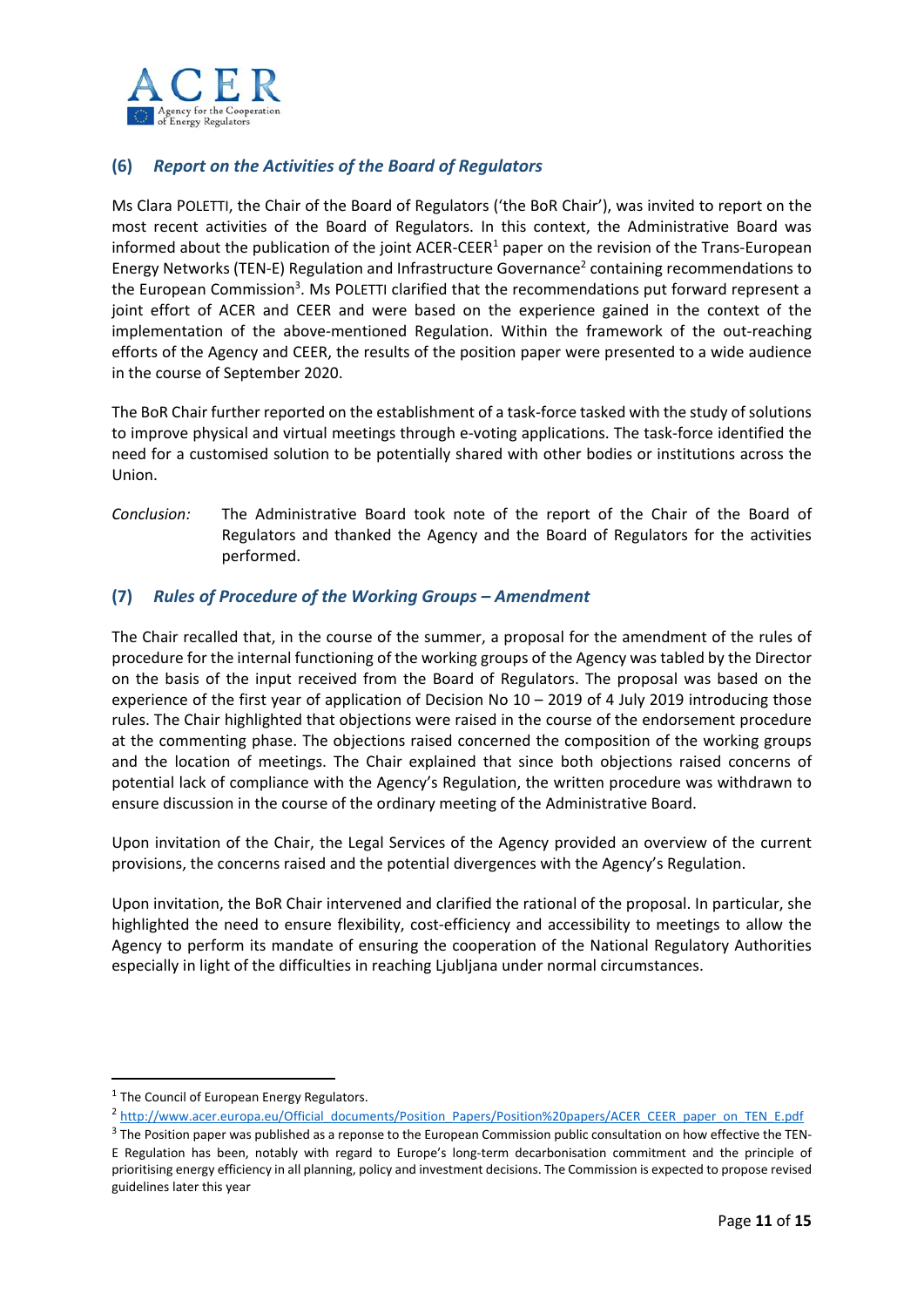## (6) *Report on the Activities of the Board of Regulators*

Ms Clara POLETTI, the Chair of the Board of Regulators ('the BoR Chair'), was invited to report on the most recent activities of the Board of Regulators. In this context, the Administrative Board was informed about the publication of the joint ACER-CEER[1] paper on the revision of the Trans-European Energy Networks (TEN-E) Regulation and Infrastructure Governance[2] containing recommendations to the European Commission[3]. Ms POLETTI clarified that the recommendations put forward represent a joint effort of ACER and CEER and were based on the experience gained in the context of the implementation of the above-mentioned Regulation. Within the framework of the out-reaching efforts of the Agency and CEER, the results of the position paper were presented to a wide audience in the course of September 2020.

The BoR Chair further reported on the establishment of a task-force tasked with the study of solutions to improve physical and virtual meetings through e-voting applications. The task-force identified the need for a customised solution to be potentially shared with other bodies or institutions across the Union.

*Conclusion:* The Administrative Board took note of the report of the Chair of the Board of Regulators and thanked the Agency and the Board of Regulators for the activities performed.

## (7) *Rules of Procedure of the Working Groups – Amendment*

The Chair recalled that, in the course of the summer, a proposal for the amendment of the rules of procedure for the internal functioning of the working groups of the Agency was tabled by the Director on the basis of the input received from the Board of Regulators. The proposal was based on the experience of the first year of application of Decision No 10 – 2019 of 4 July 2019 introducing those rules. The Chair highlighted that objections were raised in the course of the endorsement procedure at the commenting phase. The objections raised concerned the composition of the working groups and the location of meetings. The Chair explained that since both objections raised concerns of potential lack of compliance with the Agency's Regulation, the written procedure was withdrawn to ensure discussion in the course of the ordinary meeting of the Administrative Board.

Upon invitation of the Chair, the Legal Services of the Agency provided an overview of the current provisions, the concerns raised and the potential divergences with the Agency's Regulation.

Upon invitation, the BoR Chair intervened and clarified the rational of the proposal. In particular, she highlighted the need to ensure flexibility, cost-efficiency and accessibility to meetings to allow the Agency to perform its mandate of ensuring the cooperation of the National Regulatory Authorities especially in light of the difficulties in reaching Ljubljana under normal circumstances.

---

[1] The Council of European Energy Regulators.

[2] http://www.acer.europa.eu/Official_documents/Position_Papers/Position%20papers/ACER_CEER_paper_on_TEN_E.pdf

[3] The Position paper was published as a reponse to the European Commission public consultation on how effective the TEN-E Regulation has been, notably with regard to Europe's long-term decarbonisation commitment and the principle of prioritising energy efficiency in all planning, policy and investment decisions. The Commission is expected to propose revised guidelines later this year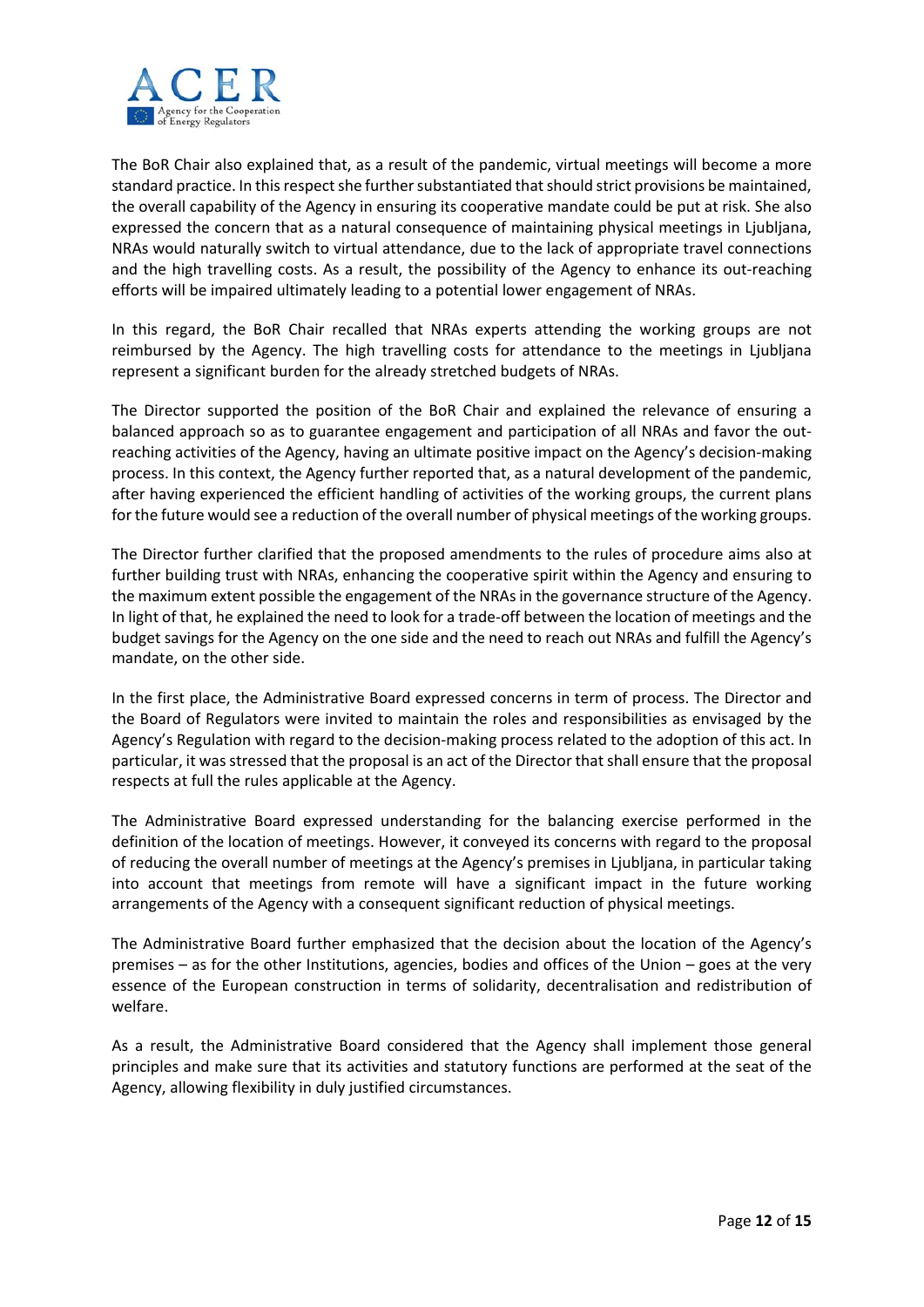The BoR Chair also explained that, as a result of the pandemic, virtual meetings will become a more standard practice. In this respect she further substantiated that should strict provisions be maintained, the overall capability of the Agency in ensuring its cooperative mandate could be put at risk. She also expressed the concern that as a natural consequence of maintaining physical meetings in Ljubljana, NRAs would naturally switch to virtual attendance, due to the lack of appropriate travel connections and the high travelling costs. As a result, the possibility of the Agency to enhance its out-reaching efforts will be impaired ultimately leading to a potential lower engagement of NRAs.

In this regard, the BoR Chair recalled that NRAs experts attending the working groups are not reimbursed by the Agency. The high travelling costs for attendance to the meetings in Ljubljana represent a significant burden for the already stretched budgets of NRAs.

The Director supported the position of the BoR Chair and explained the relevance of ensuring a balanced approach so as to guarantee engagement and participation of all NRAs and favor the out-reaching activities of the Agency, having an ultimate positive impact on the Agency's decision-making process. In this context, the Agency further reported that, as a natural development of the pandemic, after having experienced the efficient handling of activities of the working groups, the current plans for the future would see a reduction of the overall number of physical meetings of the working groups.

The Director further clarified that the proposed amendments to the rules of procedure aims also at further building trust with NRAs, enhancing the cooperative spirit within the Agency and ensuring to the maximum extent possible the engagement of the NRAs in the governance structure of the Agency. In light of that, he explained the need to look for a trade-off between the location of meetings and the budget savings for the Agency on the one side and the need to reach out NRAs and fulfill the Agency's mandate, on the other side.

In the first place, the Administrative Board expressed concerns in term of process. The Director and the Board of Regulators were invited to maintain the roles and responsibilities as envisaged by the Agency's Regulation with regard to the decision-making process related to the adoption of this act. In particular, it was stressed that the proposal is an act of the Director that shall ensure that the proposal respects at full the rules applicable at the Agency.

The Administrative Board expressed understanding for the balancing exercise performed in the definition of the location of meetings. However, it conveyed its concerns with regard to the proposal of reducing the overall number of meetings at the Agency's premises in Ljubljana, in particular taking into account that meetings from remote will have a significant impact in the future working arrangements of the Agency with a consequent significant reduction of physical meetings.

The Administrative Board further emphasized that the decision about the location of the Agency's premises – as for the other Institutions, agencies, bodies and offices of the Union – goes at the very essence of the European construction in terms of solidarity, decentralisation and redistribution of welfare.

As a result, the Administrative Board considered that the Agency shall implement those general principles and make sure that its activities and statutory functions are performed at the seat of the Agency, allowing flexibility in duly justified circumstances.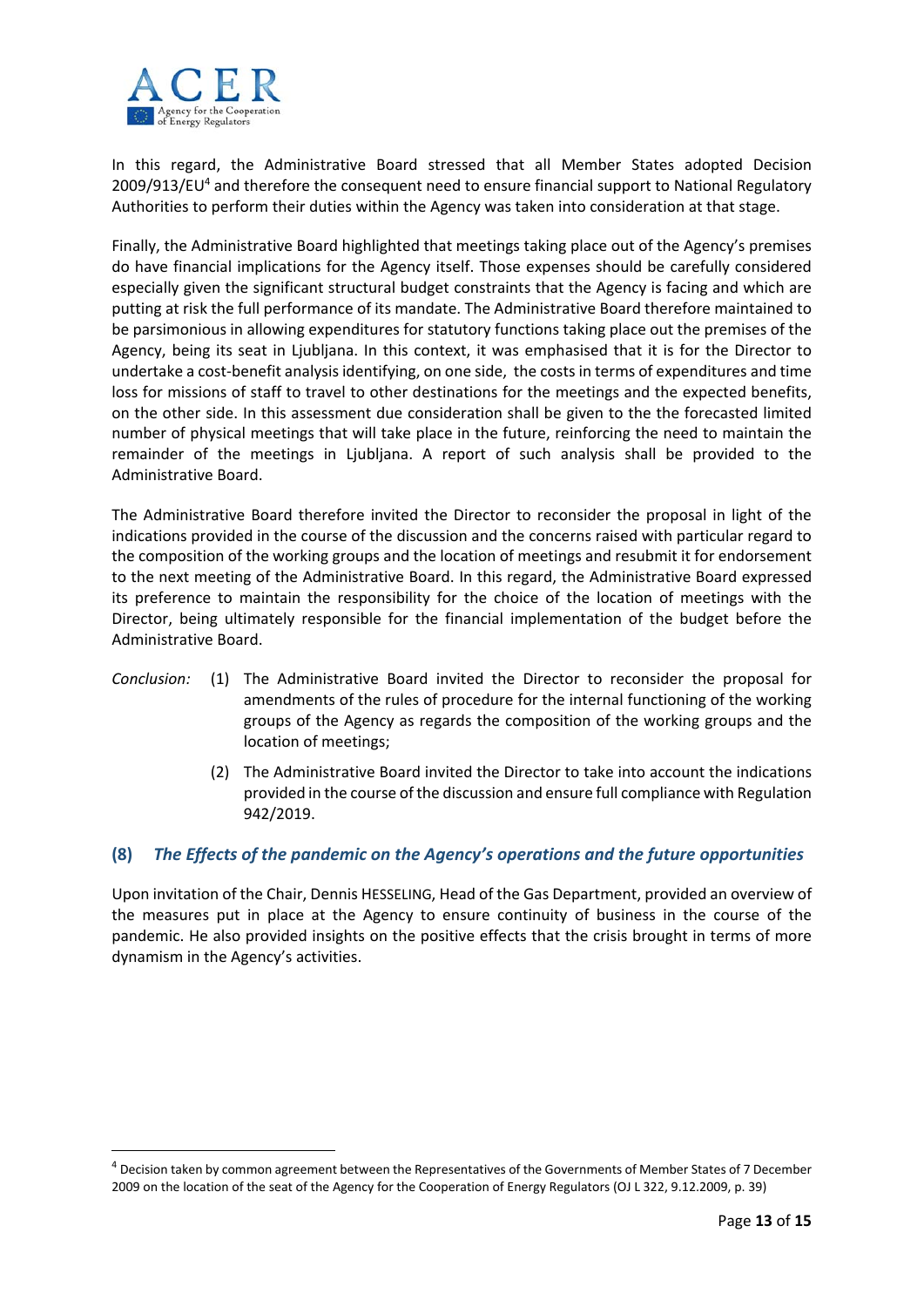In this regard, the Administrative Board stressed that all Member States adopted Decision 2009/913/EU[4] and therefore the consequent need to ensure financial support to National Regulatory Authorities to perform their duties within the Agency was taken into consideration at that stage.

Finally, the Administrative Board highlighted that meetings taking place out of the Agency's premises do have financial implications for the Agency itself. Those expenses should be carefully considered especially given the significant structural budget constraints that the Agency is facing and which are putting at risk the full performance of its mandate. The Administrative Board therefore maintained to be parsimonious in allowing expenditures for statutory functions taking place out the premises of the Agency, being its seat in Ljubljana. In this context, it was emphasised that it is for the Director to undertake a cost-benefit analysis identifying, on one side, the costs in terms of expenditures and time loss for missions of staff to travel to other destinations for the meetings and the expected benefits, on the other side. In this assessment due consideration shall be given to the the forecasted limited number of physical meetings that will take place in the future, reinforcing the need to maintain the remainder of the meetings in Ljubljana. A report of such analysis shall be provided to the Administrative Board.

The Administrative Board therefore invited the Director to reconsider the proposal in light of the indications provided in the course of the discussion and the concerns raised with particular regard to the composition of the working groups and the location of meetings and resubmit it for endorsement to the next meeting of the Administrative Board. In this regard, the Administrative Board expressed its preference to maintain the responsibility for the choice of the location of meetings with the Director, being ultimately responsible for the financial implementation of the budget before the Administrative Board.

*Conclusion:*

(1) The Administrative Board invited the Director to reconsider the proposal for amendments of the rules of procedure for the internal functioning of the working groups of the Agency as regards the composition of the working groups and the location of meetings;

(2) The Administrative Board invited the Director to take into account the indications provided in the course of the discussion and ensure full compliance with Regulation 942/2019.

## (8) *The Effects of the pandemic on the Agency's operations and the future opportunities*

Upon invitation of the Chair, Dennis HESSELING, Head of the Gas Department, provided an overview of the measures put in place at the Agency to ensure continuity of business in the course of the pandemic. He also provided insights on the positive effects that the crisis brought in terms of more dynamism in the Agency's activities.

[4] Decision taken by common agreement between the Representatives of the Governments of Member States of 7 December 2009 on the location of the seat of the Agency for the Cooperation of Energy Regulators (OJ L 322, 9.12.2009, p. 39)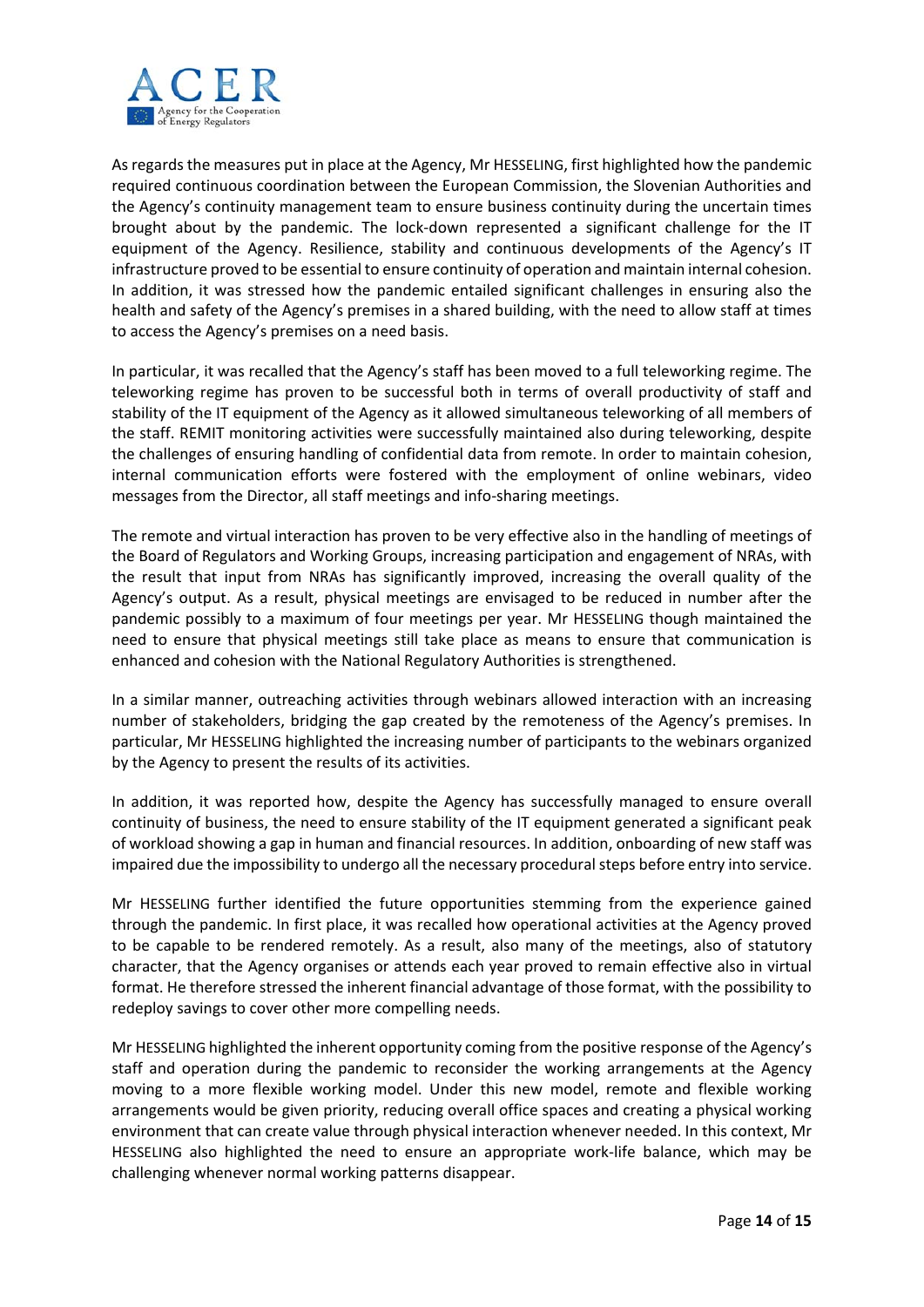As regards the measures put in place at the Agency, Mr HESSELING, first highlighted how the pandemic required continuous coordination between the European Commission, the Slovenian Authorities and the Agency's continuity management team to ensure business continuity during the uncertain times brought about by the pandemic. The lock-down represented a significant challenge for the IT equipment of the Agency. Resilience, stability and continuous developments of the Agency's IT infrastructure proved to be essential to ensure continuity of operation and maintain internal cohesion. In addition, it was stressed how the pandemic entailed significant challenges in ensuring also the health and safety of the Agency's premises in a shared building, with the need to allow staff at times to access the Agency's premises on a need basis.

In particular, it was recalled that the Agency's staff has been moved to a full teleworking regime. The teleworking regime has proven to be successful both in terms of overall productivity of staff and stability of the IT equipment of the Agency as it allowed simultaneous teleworking of all members of the staff. REMIT monitoring activities were successfully maintained also during teleworking, despite the challenges of ensuring handling of confidential data from remote. In order to maintain cohesion, internal communication efforts were fostered with the employment of online webinars, video messages from the Director, all staff meetings and info-sharing meetings.

The remote and virtual interaction has proven to be very effective also in the handling of meetings of the Board of Regulators and Working Groups, increasing participation and engagement of NRAs, with the result that input from NRAs has significantly improved, increasing the overall quality of the Agency's output. As a result, physical meetings are envisaged to be reduced in number after the pandemic possibly to a maximum of four meetings per year. Mr HESSELING though maintained the need to ensure that physical meetings still take place as means to ensure that communication is enhanced and cohesion with the National Regulatory Authorities is strengthened.

In a similar manner, outreaching activities through webinars allowed interaction with an increasing number of stakeholders, bridging the gap created by the remoteness of the Agency's premises. In particular, Mr HESSELING highlighted the increasing number of participants to the webinars organized by the Agency to present the results of its activities.

In addition, it was reported how, despite the Agency has successfully managed to ensure overall continuity of business, the need to ensure stability of the IT equipment generated a significant peak of workload showing a gap in human and financial resources. In addition, onboarding of new staff was impaired due the impossibility to undergo all the necessary procedural steps before entry into service.

Mr HESSELING further identified the future opportunities stemming from the experience gained through the pandemic. In first place, it was recalled how operational activities at the Agency proved to be capable to be rendered remotely. As a result, also many of the meetings, also of statutory character, that the Agency organises or attends each year proved to remain effective also in virtual format. He therefore stressed the inherent financial advantage of those format, with the possibility to redeploy savings to cover other more compelling needs.

Mr HESSELING highlighted the inherent opportunity coming from the positive response of the Agency's staff and operation during the pandemic to reconsider the working arrangements at the Agency moving to a more flexible working model. Under this new model, remote and flexible working arrangements would be given priority, reducing overall office spaces and creating a physical working environment that can create value through physical interaction whenever needed. In this context, Mr HESSELING also highlighted the need to ensure an appropriate work-life balance, which may be challenging whenever normal working patterns disappear.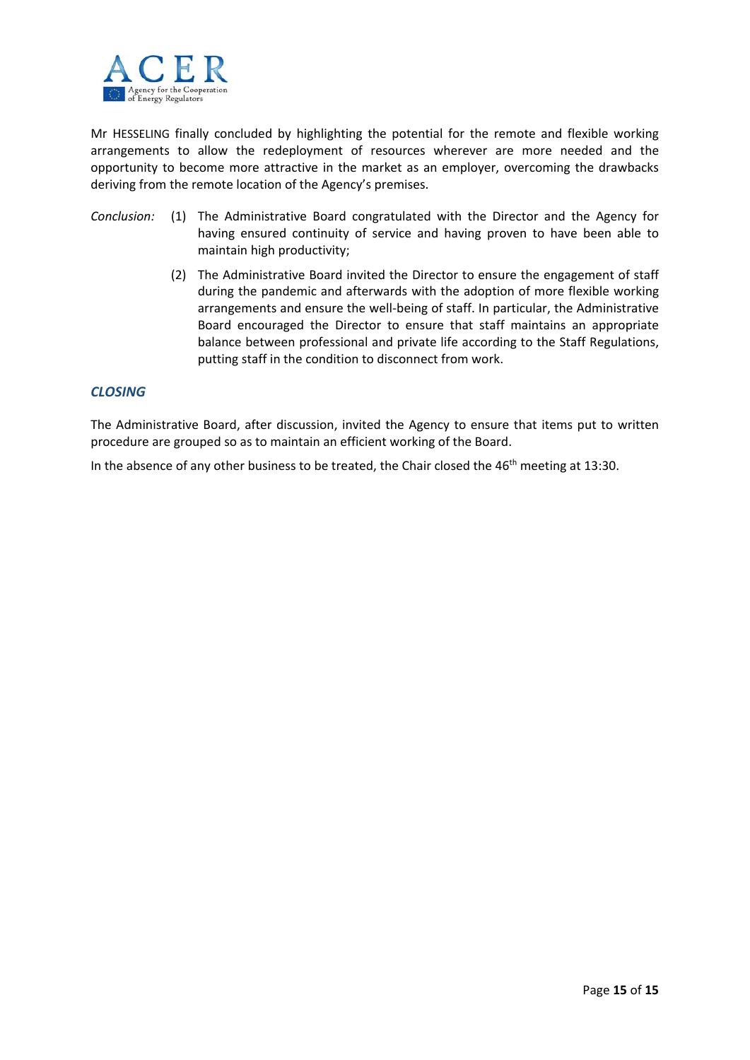Mr HESSELING finally concluded by highlighting the potential for the remote and flexible working arrangements to allow the redeployment of resources wherever are more needed and the opportunity to become more attractive in the market as an employer, overcoming the drawbacks deriving from the remote location of the Agency's premises.

*Conclusion:*

(1) The Administrative Board congratulated with the Director and the Agency for having ensured continuity of service and having proven to have been able to maintain high productivity;

(2) The Administrative Board invited the Director to ensure the engagement of staff during the pandemic and afterwards with the adoption of more flexible working arrangements and ensure the well-being of staff. In particular, the Administrative Board encouraged the Director to ensure that staff maintains an appropriate balance between professional and private life according to the Staff Regulations, putting staff in the condition to disconnect from work.

## *CLOSING*

The Administrative Board, after discussion, invited the Agency to ensure that items put to written procedure are grouped so as to maintain an efficient working of the Board.

In the absence of any other business to be treated, the Chair closed the 46th meeting at 13:30.